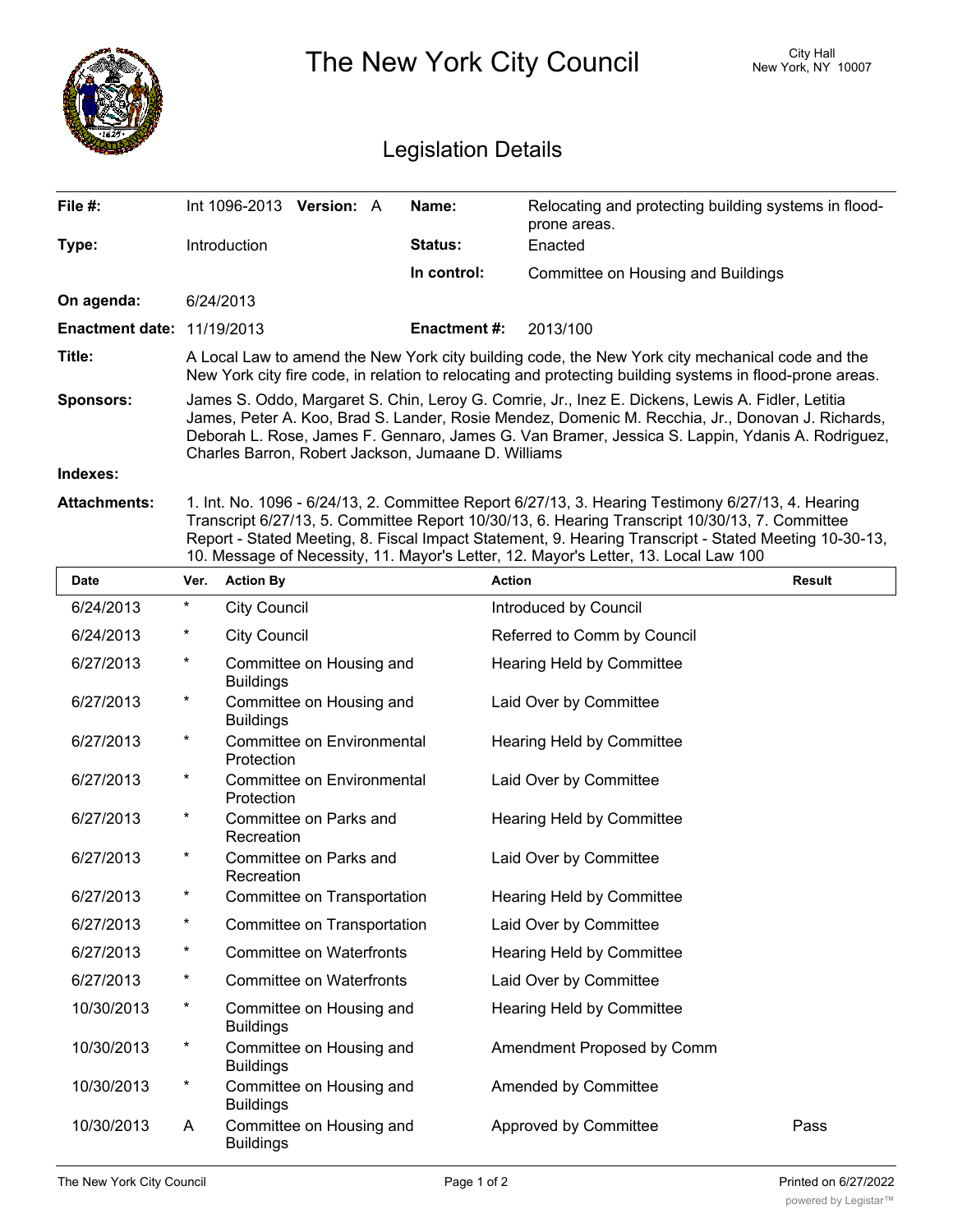# The New York City Council

City Hall
New York, NY 10007

## Legislation Details

| | | | |
|---|---|---|---|
| **File #:** | Int 1096-2013 **Version:** A | **Name:** | Relocating and protecting building systems in flood-prone areas. |
| **Type:** | Introduction | **Status:** | Enacted |
| | | **In control:** | Committee on Housing and Buildings |
| **On agenda:** | 6/24/2013 | | |
| **Enactment date:** | 11/19/2013 | **Enactment #:** | 2013/100 |

**Title:** A Local Law to amend the New York city building code, the New York city mechanical code and the New York city fire code, in relation to relocating and protecting building systems in flood-prone areas.

**Sponsors:** James S. Oddo, Margaret S. Chin, Leroy G. Comrie, Jr., Inez E. Dickens, Lewis A. Fidler, Letitia James, Peter A. Koo, Brad S. Lander, Rosie Mendez, Domenic M. Recchia, Jr., Donovan J. Richards, Deborah L. Rose, James F. Gennaro, James G. Van Bramer, Jessica S. Lappin, Ydanis A. Rodriguez, Charles Barron, Robert Jackson, Jumaane D. Williams

**Indexes:**

**Attachments:** 1. Int. No. 1096 - 6/24/13, 2. Committee Report 6/27/13, 3. Hearing Testimony 6/27/13, 4. Hearing Transcript 6/27/13, 5. Committee Report 10/30/13, 6. Hearing Transcript 10/30/13, 7. Committee Report - Stated Meeting, 8. Fiscal Impact Statement, 9. Hearing Transcript - Stated Meeting 10-30-13, 10. Message of Necessity, 11. Mayor's Letter, 12. Mayor's Letter, 13. Local Law 100

| Date | Ver. | Action By | Action | Result |
|---|---|---|---|---|
| 6/24/2013 | * | City Council | Introduced by Council | |
| 6/24/2013 | * | City Council | Referred to Comm by Council | |
| 6/27/2013 | * | Committee on Housing and Buildings | Hearing Held by Committee | |
| 6/27/2013 | * | Committee on Housing and Buildings | Laid Over by Committee | |
| 6/27/2013 | * | Committee on Environmental Protection | Hearing Held by Committee | |
| 6/27/2013 | * | Committee on Environmental Protection | Laid Over by Committee | |
| 6/27/2013 | * | Committee on Parks and Recreation | Hearing Held by Committee | |
| 6/27/2013 | * | Committee on Parks and Recreation | Laid Over by Committee | |
| 6/27/2013 | * | Committee on Transportation | Hearing Held by Committee | |
| 6/27/2013 | * | Committee on Transportation | Laid Over by Committee | |
| 6/27/2013 | * | Committee on Waterfronts | Hearing Held by Committee | |
| 6/27/2013 | * | Committee on Waterfronts | Laid Over by Committee | |
| 10/30/2013 | * | Committee on Housing and Buildings | Hearing Held by Committee | |
| 10/30/2013 | * | Committee on Housing and Buildings | Amendment Proposed by Comm | |
| 10/30/2013 | * | Committee on Housing and Buildings | Amended by Committee | |
| 10/30/2013 | A | Committee on Housing and Buildings | Approved by Committee | Pass |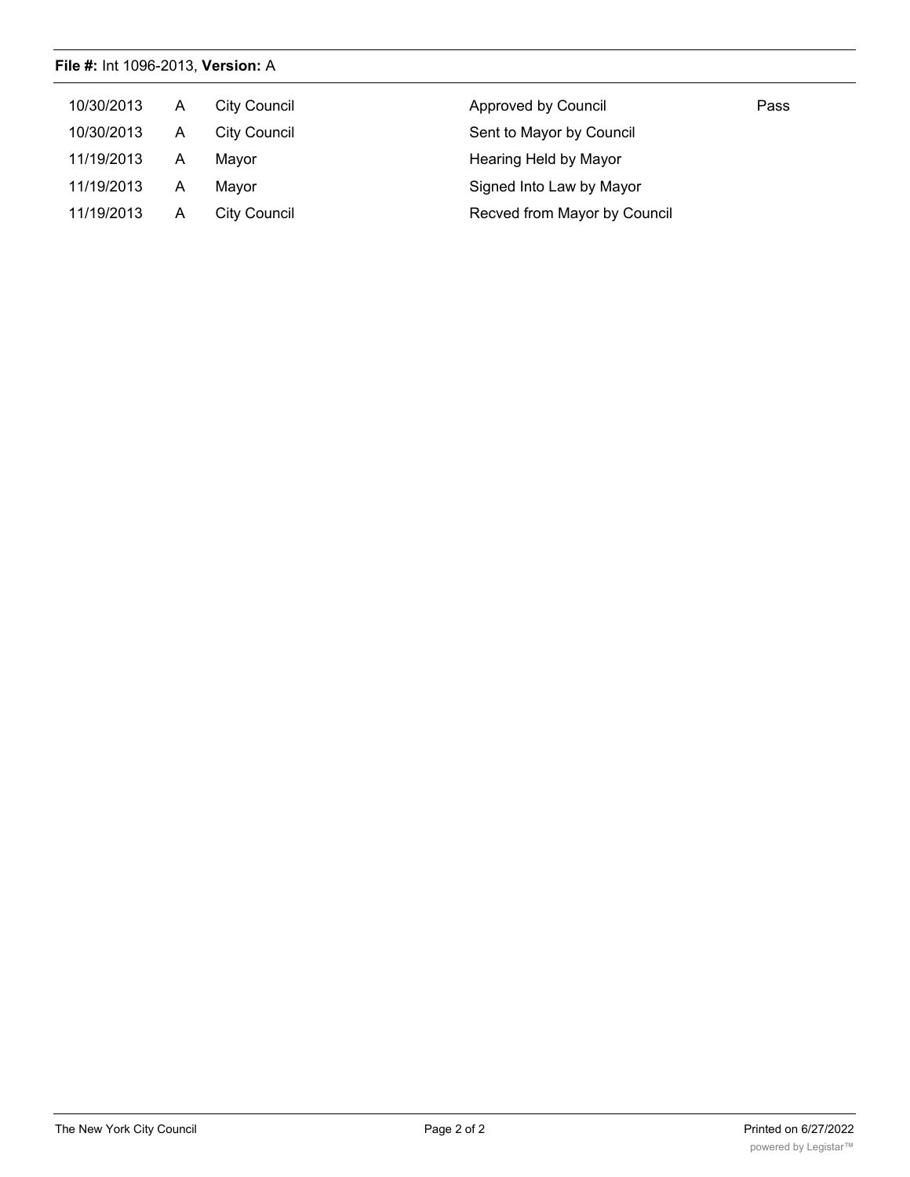**File #:** Int 1096-2013, **Version:** A

| | | | | |
|---|---|---|---|---|
| 10/30/2013 | A | City Council | Approved by Council | Pass |
| 10/30/2013 | A | City Council | Sent to Mayor by Council | |
| 11/19/2013 | A | Mayor | Hearing Held by Mayor | |
| 11/19/2013 | A | Mayor | Signed Into Law by Mayor | |
| 11/19/2013 | A | City Council | Recved from Mayor by Council | |